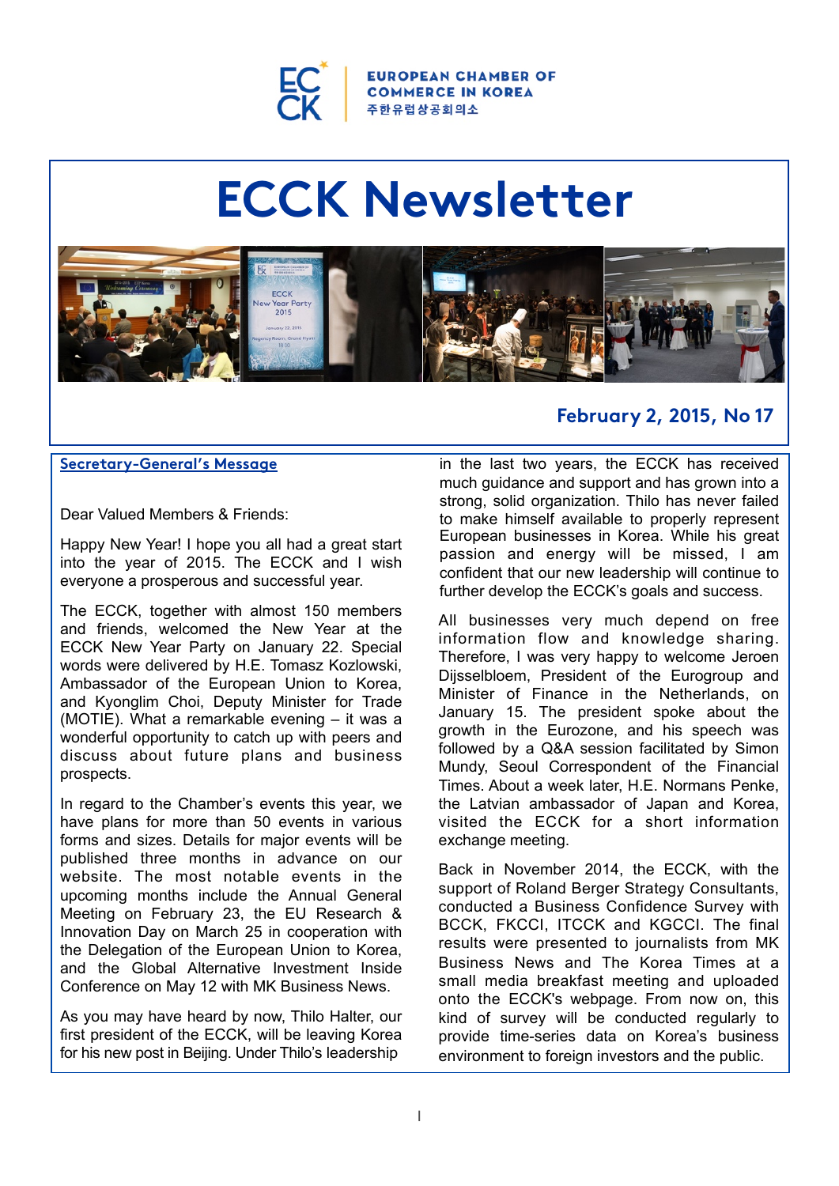EUROPEAN CHAMBER OF COMMERCE IN KOREA
주한유럽상공회의소

# ECCK Newsletter

**February 2, 2015, No 17**

## Secretary-General's Message

Dear Valued Members & Friends:

Happy New Year! I hope you all had a great start into the year of 2015. The ECCK and I wish everyone a prosperous and successful year.

The ECCK, together with almost 150 members and friends, welcomed the New Year at the ECCK New Year Party on January 22. Special words were delivered by H.E. Tomasz Kozlowski, Ambassador of the European Union to Korea, and Kyonglim Choi, Deputy Minister for Trade (MOTIE). What a remarkable evening – it was a wonderful opportunity to catch up with peers and discuss about future plans and business prospects.

In regard to the Chamber's events this year, we have plans for more than 50 events in various forms and sizes. Details for major events will be published three months in advance on our website. The most notable events in the upcoming months include the Annual General Meeting on February 23, the EU Research & Innovation Day on March 25 in cooperation with the Delegation of the European Union to Korea, and the Global Alternative Investment Inside Conference on May 12 with MK Business News.

As you may have heard by now, Thilo Halter, our first president of the ECCK, will be leaving Korea for his new post in Beijing. Under Thilo's leadership in the last two years, the ECCK has received much guidance and support and has grown into a strong, solid organization. Thilo has never failed to make himself available to properly represent European businesses in Korea. While his great passion and energy will be missed, I am confident that our new leadership will continue to further develop the ECCK's goals and success.

All businesses very much depend on free information flow and knowledge sharing. Therefore, I was very happy to welcome Jeroen Dijsselbloem, President of the Eurogroup and Minister of Finance in the Netherlands, on January 15. The president spoke about the growth in the Eurozone, and his speech was followed by a Q&A session facilitated by Simon Mundy, Seoul Correspondent of the Financial Times. About a week later, H.E. Normans Penke, the Latvian ambassador of Japan and Korea, visited the ECCK for a short information exchange meeting.

Back in November 2014, the ECCK, with the support of Roland Berger Strategy Consultants, conducted a Business Confidence Survey with BCCK, FKCCI, ITCCK and KGCCI. The final results were presented to journalists from MK Business News and The Korea Times at a small media breakfast meeting and uploaded onto the ECCK's webpage. From now on, this kind of survey will be conducted regularly to provide time-series data on Korea's business environment to foreign investors and the public.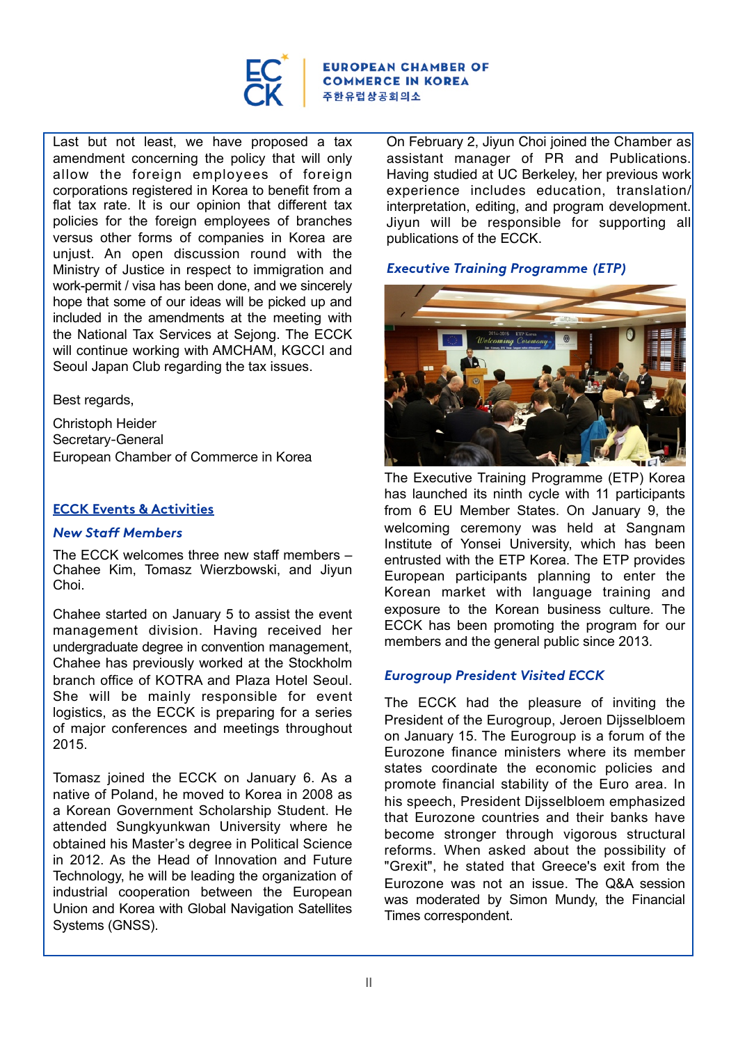Last but not least, we have proposed a tax amendment concerning the policy that will only allow the foreign employees of foreign corporations registered in Korea to benefit from a flat tax rate. It is our opinion that different tax policies for the foreign employees of branches versus other forms of companies in Korea are unjust. An open discussion round with the Ministry of Justice in respect to immigration and work-permit / visa has been done, and we sincerely hope that some of our ideas will be picked up and included in the amendments at the meeting with the National Tax Services at Sejong. The ECCK will continue working with AMCHAM, KGCCI and Seoul Japan Club regarding the tax issues.

Best regards,

Christoph Heider
Secretary-General
European Chamber of Commerce in Korea

## ECCK Events & Activities

### *New Staff Members*

The ECCK welcomes three new staff members – Chahee Kim, Tomasz Wierzbowski, and Jiyun Choi.

Chahee started on January 5 to assist the event management division. Having received her undergraduate degree in convention management, Chahee has previously worked at the Stockholm branch office of KOTRA and Plaza Hotel Seoul. She will be mainly responsible for event logistics, as the ECCK is preparing for a series of major conferences and meetings throughout 2015.

Tomasz joined the ECCK on January 6. As a native of Poland, he moved to Korea in 2008 as a Korean Government Scholarship Student. He attended Sungkyunkwan University where he obtained his Master's degree in Political Science in 2012. As the Head of Innovation and Future Technology, he will be leading the organization of industrial cooperation between the European Union and Korea with Global Navigation Satellites Systems (GNSS).

On February 2, Jiyun Choi joined the Chamber as assistant manager of PR and Publications. Having studied at UC Berkeley, her previous work experience includes education, translation/ interpretation, editing, and program development. Jiyun will be responsible for supporting all publications of the ECCK.

### *Executive Training Programme (ETP)*

The Executive Training Programme (ETP) Korea has launched its ninth cycle with 11 participants from 6 EU Member States. On January 9, the welcoming ceremony was held at Sangnam Institute of Yonsei University, which has been entrusted with the ETP Korea. The ETP provides European participants planning to enter the Korean market with language training and exposure to the Korean business culture. The ECCK has been promoting the program for our members and the general public since 2013.

### *Eurogroup President Visited ECCK*

The ECCK had the pleasure of inviting the President of the Eurogroup, Jeroen Dijsselbloem on January 15. The Eurogroup is a forum of the Eurozone finance ministers where its member states coordinate the economic policies and promote financial stability of the Euro area. In his speech, President Dijsselbloem emphasized that Eurozone countries and their banks have become stronger through vigorous structural reforms. When asked about the possibility of "Grexit", he stated that Greece's exit from the Eurozone was not an issue. The Q&A session was moderated by Simon Mundy, the Financial Times correspondent.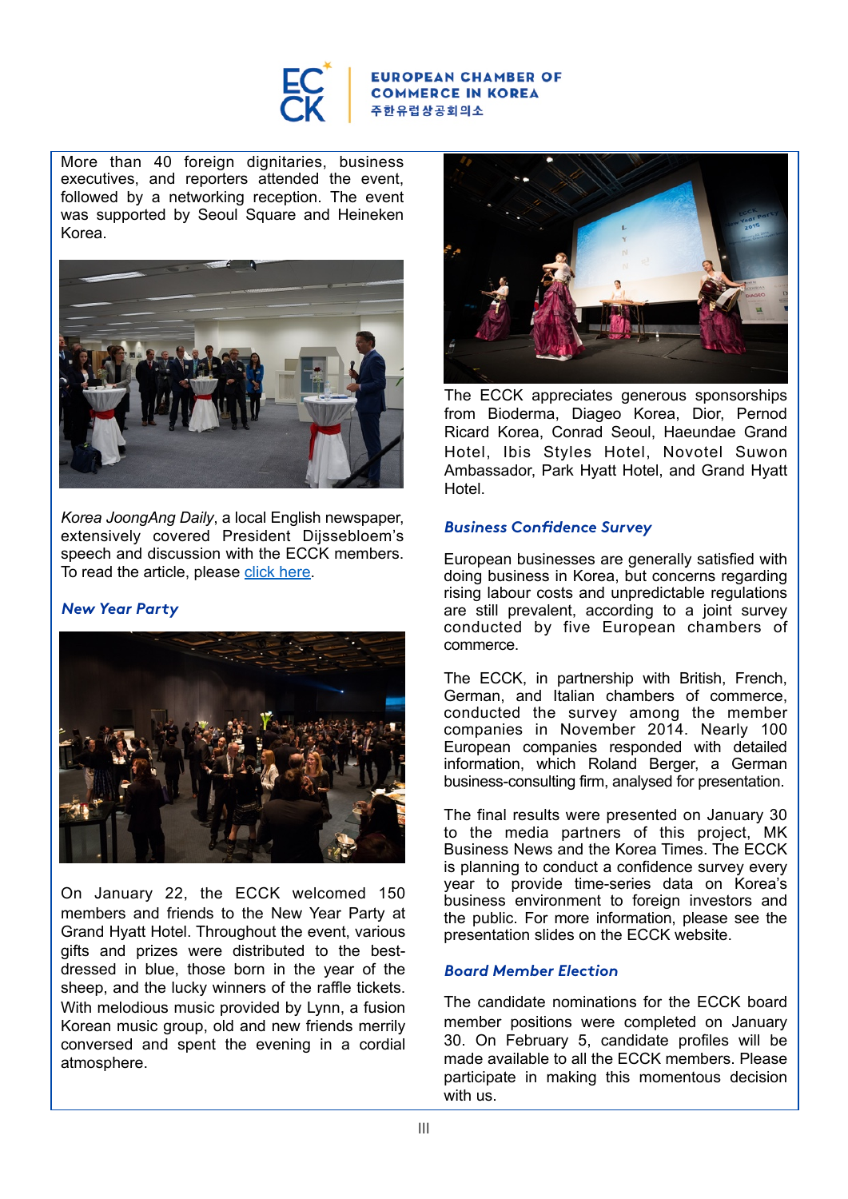More than 40 foreign dignitaries, business executives, and reporters attended the event, followed by a networking reception. The event was supported by Seoul Square and Heineken Korea.

*Korea JoongAng Daily*, a local English newspaper, extensively covered President Dijsselbloem's speech and discussion with the ECCK members. To read the article, please click here.

### *New Year Party*

On January 22, the ECCK welcomed 150 members and friends to the New Year Party at Grand Hyatt Hotel. Throughout the event, various gifts and prizes were distributed to the best-dressed in blue, those born in the year of the sheep, and the lucky winners of the raffle tickets. With melodious music provided by Lynn, a fusion Korean music group, old and new friends merrily conversed and spent the evening in a cordial atmosphere.

The ECCK appreciates generous sponsorships from Bioderma, Diageo Korea, Dior, Pernod Ricard Korea, Conrad Seoul, Haeundae Grand Hotel, Ibis Styles Hotel, Novotel Suwon Ambassador, Park Hyatt Hotel, and Grand Hyatt Hotel.

### *Business Confidence Survey*

European businesses are generally satisfied with doing business in Korea, but concerns regarding rising labour costs and unpredictable regulations are still prevalent, according to a joint survey conducted by five European chambers of commerce.

The ECCK, in partnership with British, French, German, and Italian chambers of commerce, conducted the survey among the member companies in November 2014. Nearly 100 European companies responded with detailed information, which Roland Berger, a German business-consulting firm, analysed for presentation.

The final results were presented on January 30 to the media partners of this project, MK Business News and the Korea Times. The ECCK is planning to conduct a confidence survey every year to provide time-series data on Korea's business environment to foreign investors and the public. For more information, please see the presentation slides on the ECCK website.

### *Board Member Election*

The candidate nominations for the ECCK board member positions were completed on January 30. On February 5, candidate profiles will be made available to all the ECCK members. Please participate in making this momentous decision with us.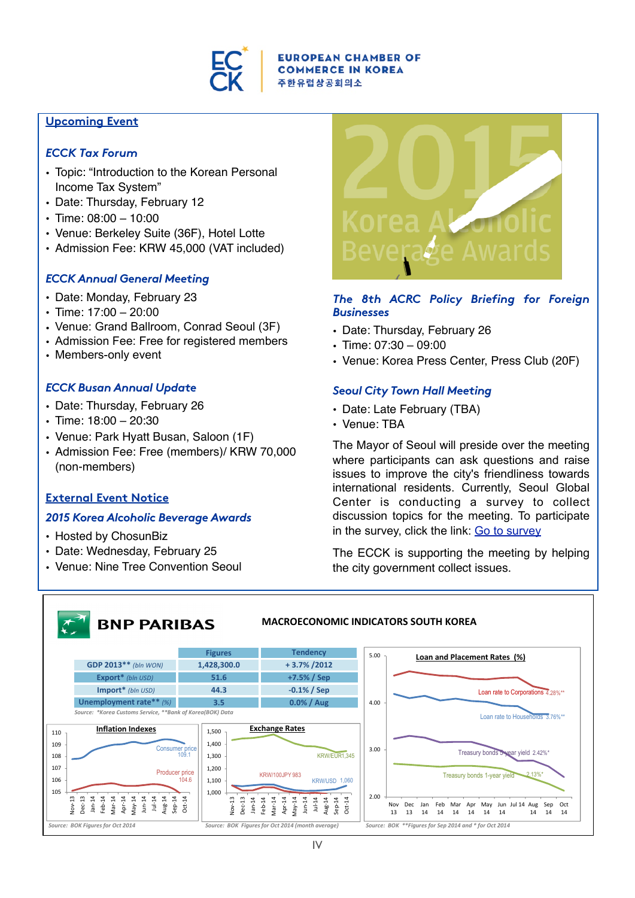EUROPEAN CHAMBER OF COMMERCE IN KOREA
주한유럽상공회의소

## Upcoming Event

### *ECCK Tax Forum*

- Topic: "Introduction to the Korean Personal Income Tax System"
- Date: Thursday, February 12
- Time: 08:00 – 10:00
- Venue: Berkeley Suite (36F), Hotel Lotte
- Admission Fee: KRW 45,000 (VAT included)

### *ECCK Annual General Meeting*

- Date: Monday, February 23
- Time: 17:00 – 20:00
- Venue: Grand Ballroom, Conrad Seoul (3F)
- Admission Fee: Free for registered members
- Members-only event

### *ECCK Busan Annual Update*

- Date: Thursday, February 26
- Time: 18:00 – 20:30
- Venue: Park Hyatt Busan, Saloon (1F)
- Admission Fee: Free (members)/ KRW 70,000 (non-members)

## External Event Notice

### *2015 Korea Alcoholic Beverage Awards*

- Hosted by ChosunBiz
- Date: Wednesday, February 25
- Venue: Nine Tree Convention Seoul

2015 Korea Alcoholic Beverage Awards

### *The 8th ACRC Policy Briefing for Foreign Businesses*

- Date: Thursday, February 26
- Time: 07:30 – 09:00
- Venue: Korea Press Center, Press Club (20F)

### *Seoul City Town Hall Meeting*

- Date: Late February (TBA)
- Venue: TBA

The Mayor of Seoul will preside over the meeting where participants can ask questions and raise issues to improve the city's friendliness towards international residents. Currently, Seoul Global Center is conducting a survey to collect discussion topics for the meeting. To participate in the survey, click the link: Go to survey

The ECCK is supporting the meeting by helping the city government collect issues.

---

BNP PARIBAS

## MACROECONOMIC INDICATORS SOUTH KOREA

| | Figures | Tendency |
|---|---|---|
| GDP 2013** (bln WON) | 1,428,300.0 | + 3.7% /2012 |
| Export* (bln USD) | 51.6 | +7.5% / Sep |
| Import* (bln USD) | 44.3 | -0.1% / Sep |
| Unemployment rate** (%) | 3.5 | 0.0% / Aug |

Source: *Korea Customs Service, **Bank of Korea(BOK) Data

**Inflation Indexes**

Consumer price 109.1

Producer price 104.6

Source: BOK Figures for Oct 2014

**Exchange Rates**

KRW/EUR1,345

KRW/100JPY 983

KRW/USD 1,060

Source: BOK Figures for Oct 2014 (month average)

**Loan and Placement Rates (%)**

Loan rate to Corporations 4.28%**

Loan rate to Households 3.76%**

Treasury bonds 3-year yield 2.42%*

Treasury bonds 1-year yield 2.13%*

Source: BOK **Figures for Sep 2014 and * for Oct 2014